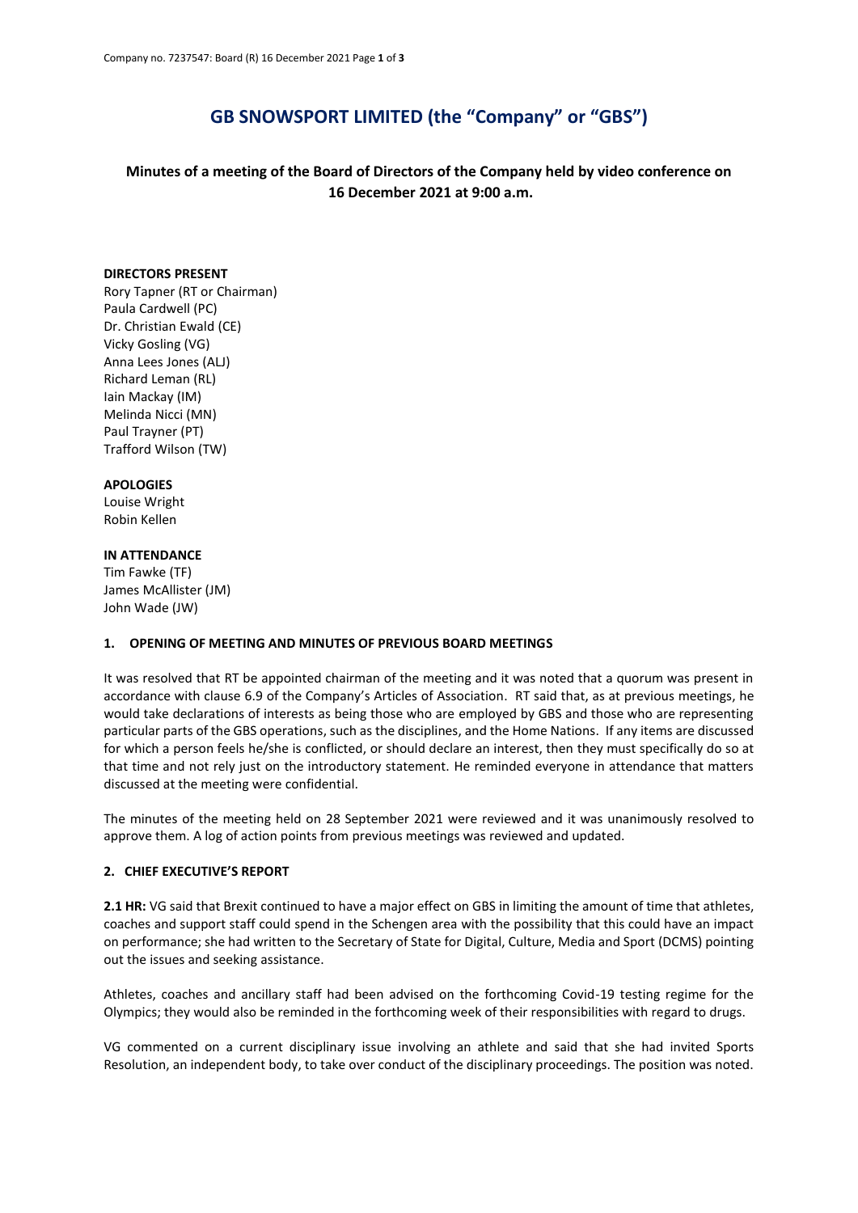# GB SNOWSPORT LIMITED (the "Company" or "GBS")

## Minutes of a meeting of the Board of Directors of the Company held by video conference on 16 December 2021 at 9:00 a.m.

**DIRECTORS PRESENT**

Rory Tapner (RT or Chairman)
Paula Cardwell (PC)
Dr. Christian Ewald (CE)
Vicky Gosling (VG)
Anna Lees Jones (ALJ)
Richard Leman (RL)
Iain Mackay (IM)
Melinda Nicci (MN)
Paul Trayner (PT)
Trafford Wilson (TW)

**APOLOGIES**

Louise Wright
Robin Kellen

**IN ATTENDANCE**

Tim Fawke (TF)
James McAllister (JM)
John Wade (JW)

### 1. OPENING OF MEETING AND MINUTES OF PREVIOUS BOARD MEETINGS

It was resolved that RT be appointed chairman of the meeting and it was noted that a quorum was present in accordance with clause 6.9 of the Company's Articles of Association. RT said that, as at previous meetings, he would take declarations of interests as being those who are employed by GBS and those who are representing particular parts of the GBS operations, such as the disciplines, and the Home Nations. If any items are discussed for which a person feels he/she is conflicted, or should declare an interest, then they must specifically do so at that time and not rely just on the introductory statement. He reminded everyone in attendance that matters discussed at the meeting were confidential.

The minutes of the meeting held on 28 September 2021 were reviewed and it was unanimously resolved to approve them. A log of action points from previous meetings was reviewed and updated.

### 2. CHIEF EXECUTIVE'S REPORT

**2.1 HR:** VG said that Brexit continued to have a major effect on GBS in limiting the amount of time that athletes, coaches and support staff could spend in the Schengen area with the possibility that this could have an impact on performance; she had written to the Secretary of State for Digital, Culture, Media and Sport (DCMS) pointing out the issues and seeking assistance.

Athletes, coaches and ancillary staff had been advised on the forthcoming Covid-19 testing regime for the Olympics; they would also be reminded in the forthcoming week of their responsibilities with regard to drugs.

VG commented on a current disciplinary issue involving an athlete and said that she had invited Sports Resolution, an independent body, to take over conduct of the disciplinary proceedings. The position was noted.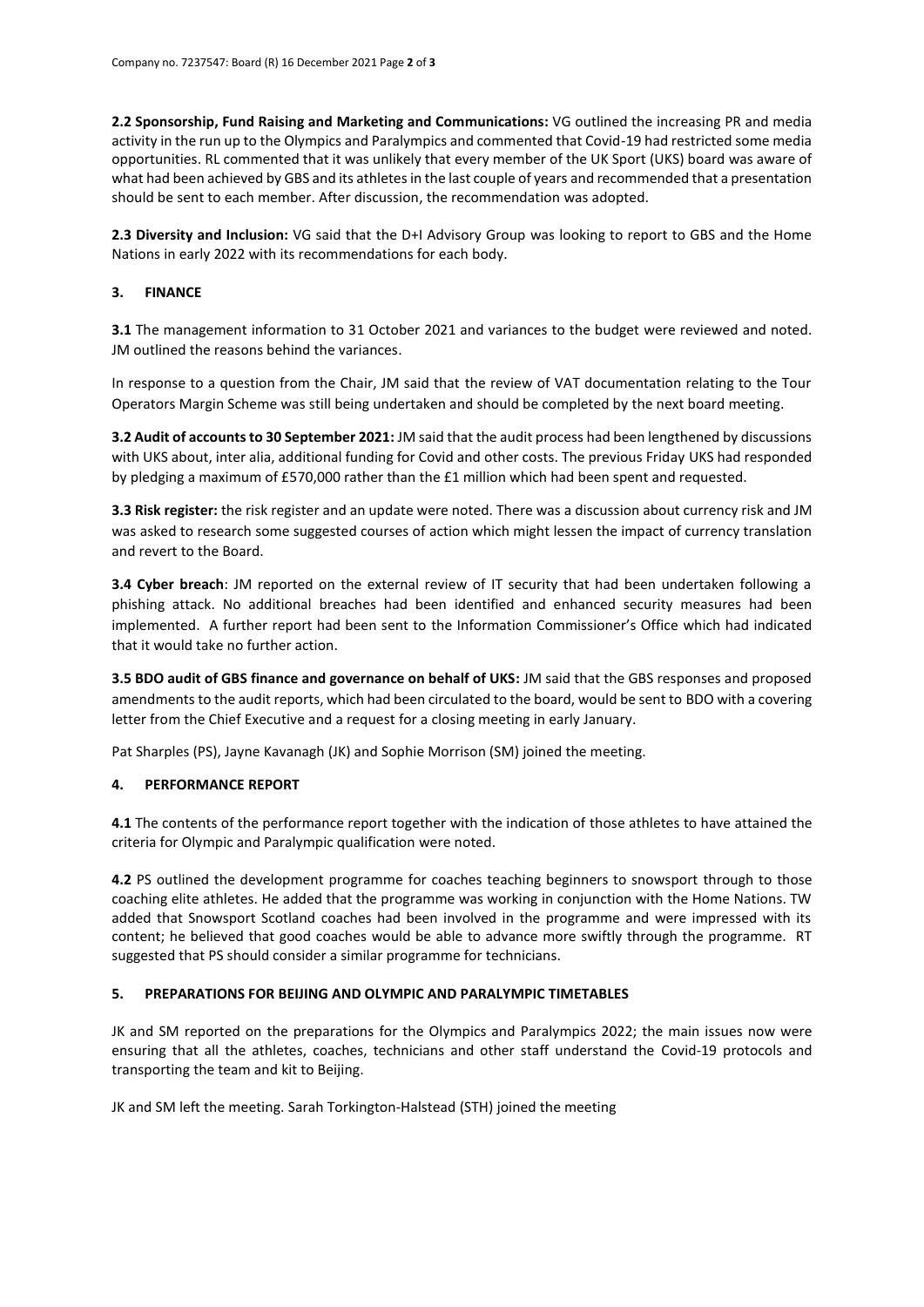**2.2 Sponsorship, Fund Raising and Marketing and Communications:** VG outlined the increasing PR and media activity in the run up to the Olympics and Paralympics and commented that Covid-19 had restricted some media opportunities. RL commented that it was unlikely that every member of the UK Sport (UKS) board was aware of what had been achieved by GBS and its athletes in the last couple of years and recommended that a presentation should be sent to each member. After discussion, the recommendation was adopted.

**2.3 Diversity and Inclusion:** VG said that the D+I Advisory Group was looking to report to GBS and the Home Nations in early 2022 with its recommendations for each body.

## 3. FINANCE

**3.1** The management information to 31 October 2021 and variances to the budget were reviewed and noted. JM outlined the reasons behind the variances.

In response to a question from the Chair, JM said that the review of VAT documentation relating to the Tour Operators Margin Scheme was still being undertaken and should be completed by the next board meeting.

**3.2 Audit of accounts to 30 September 2021:** JM said that the audit process had been lengthened by discussions with UKS about, inter alia, additional funding for Covid and other costs. The previous Friday UKS had responded by pledging a maximum of £570,000 rather than the £1 million which had been spent and requested.

**3.3 Risk register:** the risk register and an update were noted. There was a discussion about currency risk and JM was asked to research some suggested courses of action which might lessen the impact of currency translation and revert to the Board.

**3.4 Cyber breach**: JM reported on the external review of IT security that had been undertaken following a phishing attack. No additional breaches had been identified and enhanced security measures had been implemented. A further report had been sent to the Information Commissioner's Office which had indicated that it would take no further action.

**3.5 BDO audit of GBS finance and governance on behalf of UKS:** JM said that the GBS responses and proposed amendments to the audit reports, which had been circulated to the board, would be sent to BDO with a covering letter from the Chief Executive and a request for a closing meeting in early January.

Pat Sharples (PS), Jayne Kavanagh (JK) and Sophie Morrison (SM) joined the meeting.

## 4. PERFORMANCE REPORT

**4.1** The contents of the performance report together with the indication of those athletes to have attained the criteria for Olympic and Paralympic qualification were noted.

**4.2** PS outlined the development programme for coaches teaching beginners to snowsport through to those coaching elite athletes. He added that the programme was working in conjunction with the Home Nations. TW added that Snowsport Scotland coaches had been involved in the programme and were impressed with its content; he believed that good coaches would be able to advance more swiftly through the programme. RT suggested that PS should consider a similar programme for technicians.

## 5. PREPARATIONS FOR BEIJING AND OLYMPIC AND PARALYMPIC TIMETABLES

JK and SM reported on the preparations for the Olympics and Paralympics 2022; the main issues now were ensuring that all the athletes, coaches, technicians and other staff understand the Covid-19 protocols and transporting the team and kit to Beijing.

JK and SM left the meeting. Sarah Torkington-Halstead (STH) joined the meeting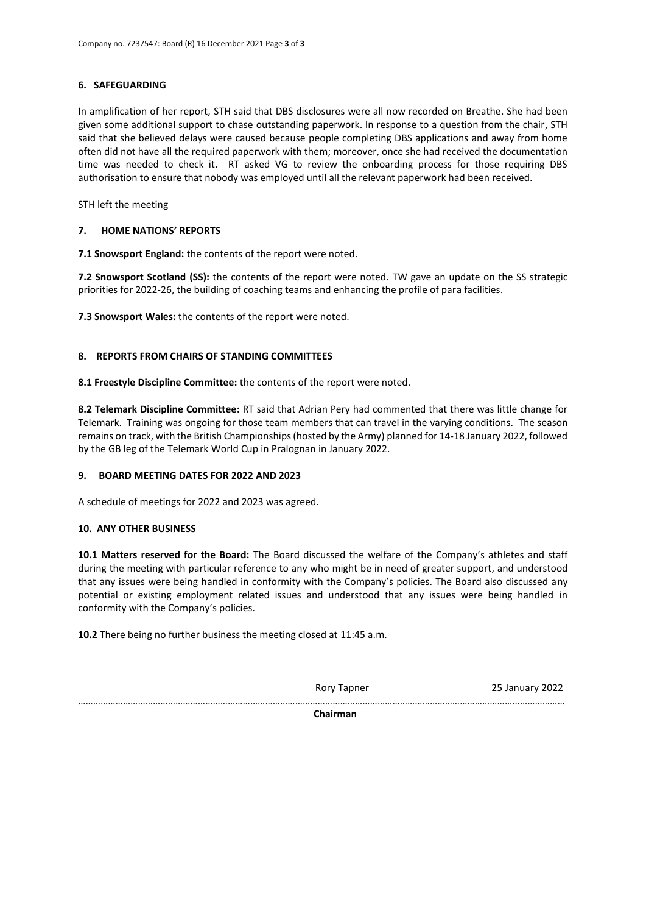## 6. SAFEGUARDING

In amplification of her report, STH said that DBS disclosures were all now recorded on Breathe. She had been given some additional support to chase outstanding paperwork. In response to a question from the chair, STH said that she believed delays were caused because people completing DBS applications and away from home often did not have all the required paperwork with them; moreover, once she had received the documentation time was needed to check it. RT asked VG to review the onboarding process for those requiring DBS authorisation to ensure that nobody was employed until all the relevant paperwork had been received.

STH left the meeting

## 7. HOME NATIONS' REPORTS

**7.1 Snowsport England:** the contents of the report were noted.

**7.2 Snowsport Scotland (SS):** the contents of the report were noted. TW gave an update on the SS strategic priorities for 2022-26, the building of coaching teams and enhancing the profile of para facilities.

**7.3 Snowsport Wales:** the contents of the report were noted.

## 8. REPORTS FROM CHAIRS OF STANDING COMMITTEES

**8.1 Freestyle Discipline Committee:** the contents of the report were noted.

**8.2 Telemark Discipline Committee:** RT said that Adrian Pery had commented that there was little change for Telemark. Training was ongoing for those team members that can travel in the varying conditions. The season remains on track, with the British Championships (hosted by the Army) planned for 14-18 January 2022, followed by the GB leg of the Telemark World Cup in Pralognan in January 2022.

## 9. BOARD MEETING DATES FOR 2022 AND 2023

A schedule of meetings for 2022 and 2023 was agreed.

## 10. ANY OTHER BUSINESS

**10.1 Matters reserved for the Board:** The Board discussed the welfare of the Company's athletes and staff during the meeting with particular reference to any who might be in need of greater support, and understood that any issues were being handled in conformity with the Company's policies. The Board also discussed any potential or existing employment related issues and understood that any issues were being handled in conformity with the Company's policies.

**10.2** There being no further business the meeting closed at 11:45 a.m.

Rory Tapner 25 January 2022

……………………………………………………………………………………………………………………

**Chairman**